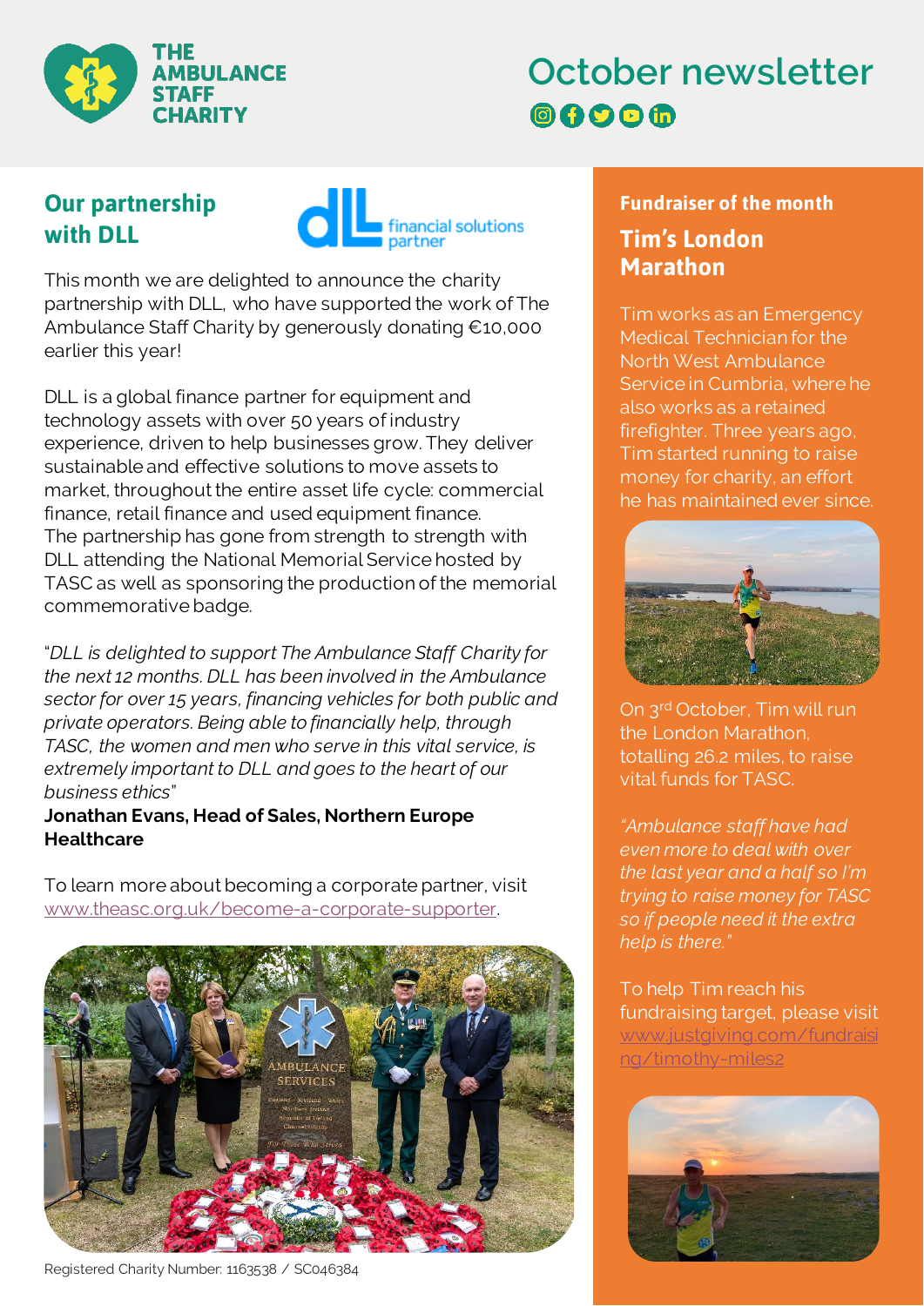# THE AMBULANCE STAFF CHARITY

# October newsletter

## Our partnership with DLL

This month we are delighted to announce the charity partnership with DLL, who have supported the work of The Ambulance Staff Charity by generously donating €10,000 earlier this year!

DLL is a global finance partner for equipment and technology assets with over 50 years of industry experience, driven to help businesses grow. They deliver sustainable and effective solutions to move assets to market, throughout the entire asset life cycle: commercial finance, retail finance and used equipment finance. The partnership has gone from strength to strength with DLL attending the National Memorial Service hosted by TASC as well as sponsoring the production of the memorial commemorative badge.

"*DLL is delighted to support The Ambulance Staff Charity for the next 12 months. DLL has been involved in the Ambulance sector for over 15 years, financing vehicles for both public and private operators. Being able to financially help, through TASC, the women and men who serve in this vital service, is extremely important to DLL and goes to the heart of our business ethics*"
**Jonathan Evans, Head of Sales, Northern Europe Healthcare**

To learn more about becoming a corporate partner, visit www.theasc.org.uk/become-a-corporate-supporter.

### Fundraiser of the month

## Tim's London Marathon

Tim works as an Emergency Medical Technician for the North West Ambulance Service in Cumbria, where he also works as a retained firefighter. Three years ago, Tim started running to raise money for charity, an effort he has maintained ever since.

On 3rd October, Tim will run the London Marathon, totalling 26.2 miles, to raise vital funds for TASC.

*"Ambulance staff have had even more to deal with over the last year and a half so I'm trying to raise money for TASC so if people need it the extra help is there."*

To help Tim reach his fundraising target, please visit www.justgiving.com/fundraising/timothy-miles2

Registered Charity Number: 1163538 / SC046384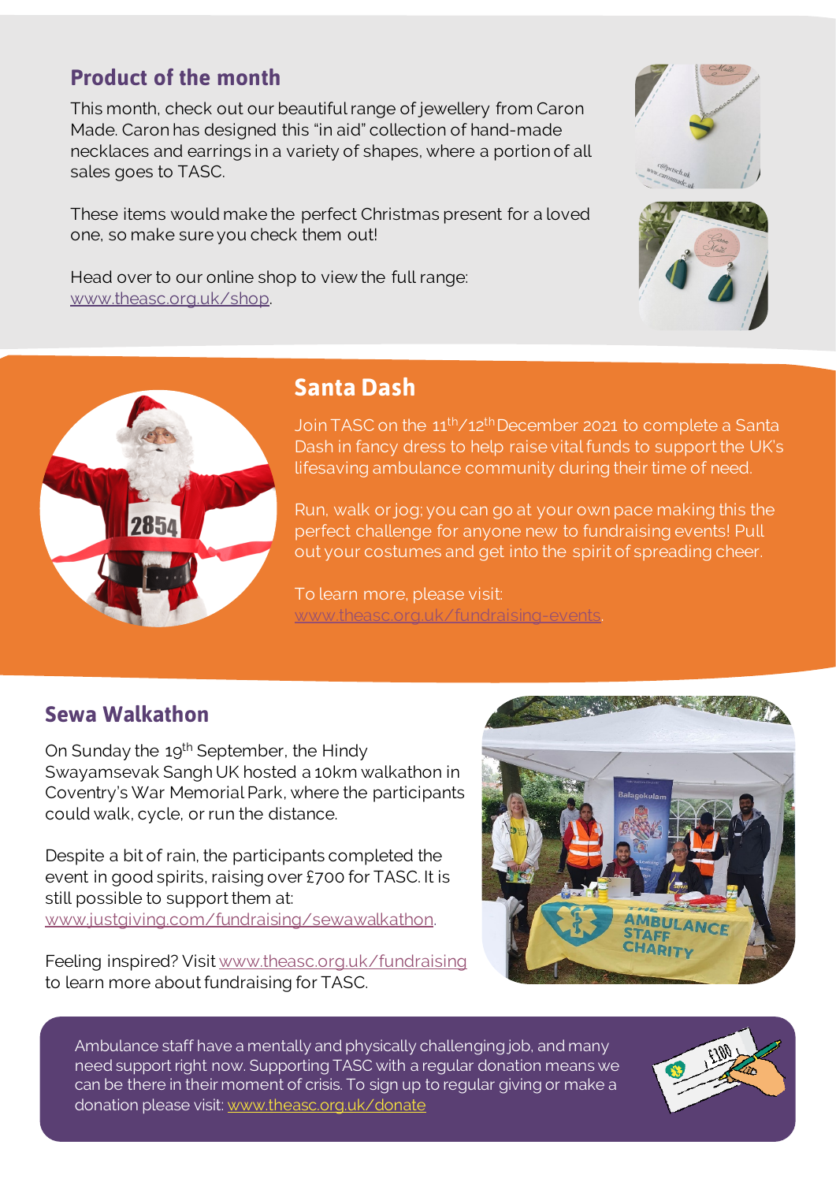## Product of the month

This month, check out our beautiful range of jewellery from Caron Made. Caron has designed this "in aid" collection of hand-made necklaces and earrings in a variety of shapes, where a portion of all sales goes to TASC.

These items would make the perfect Christmas present for a loved one, so make sure you check them out!

Head over to our online shop to view the full range: www.theasc.org.uk/shop.

## Santa Dash

Join TASC on the 11th/12th December 2021 to complete a Santa Dash in fancy dress to help raise vital funds to support the UK's lifesaving ambulance community during their time of need.

Run, walk or jog; you can go at your own pace making this the perfect challenge for anyone new to fundraising events! Pull out your costumes and get into the spirit of spreading cheer.

To learn more, please visit: www.theasc.org.uk/fundraising-events.

## Sewa Walkathon

On Sunday the 19th September, the Hindy Swayamsevak Sangh UK hosted a 10km walkathon in Coventry's War Memorial Park, where the participants could walk, cycle, or run the distance.

Despite a bit of rain, the participants completed the event in good spirits, raising over £700 for TASC. It is still possible to support them at: www.justgiving.com/fundraising/sewawalkathon.

Feeling inspired? Visit www.theasc.org.uk/fundraising to learn more about fundraising for TASC.

Ambulance staff have a mentally and physically challenging job, and many need support right now. Supporting TASC with a regular donation means we can be there in their moment of crisis. To sign up to regular giving or make a donation please visit: www.theasc.org.uk/donate